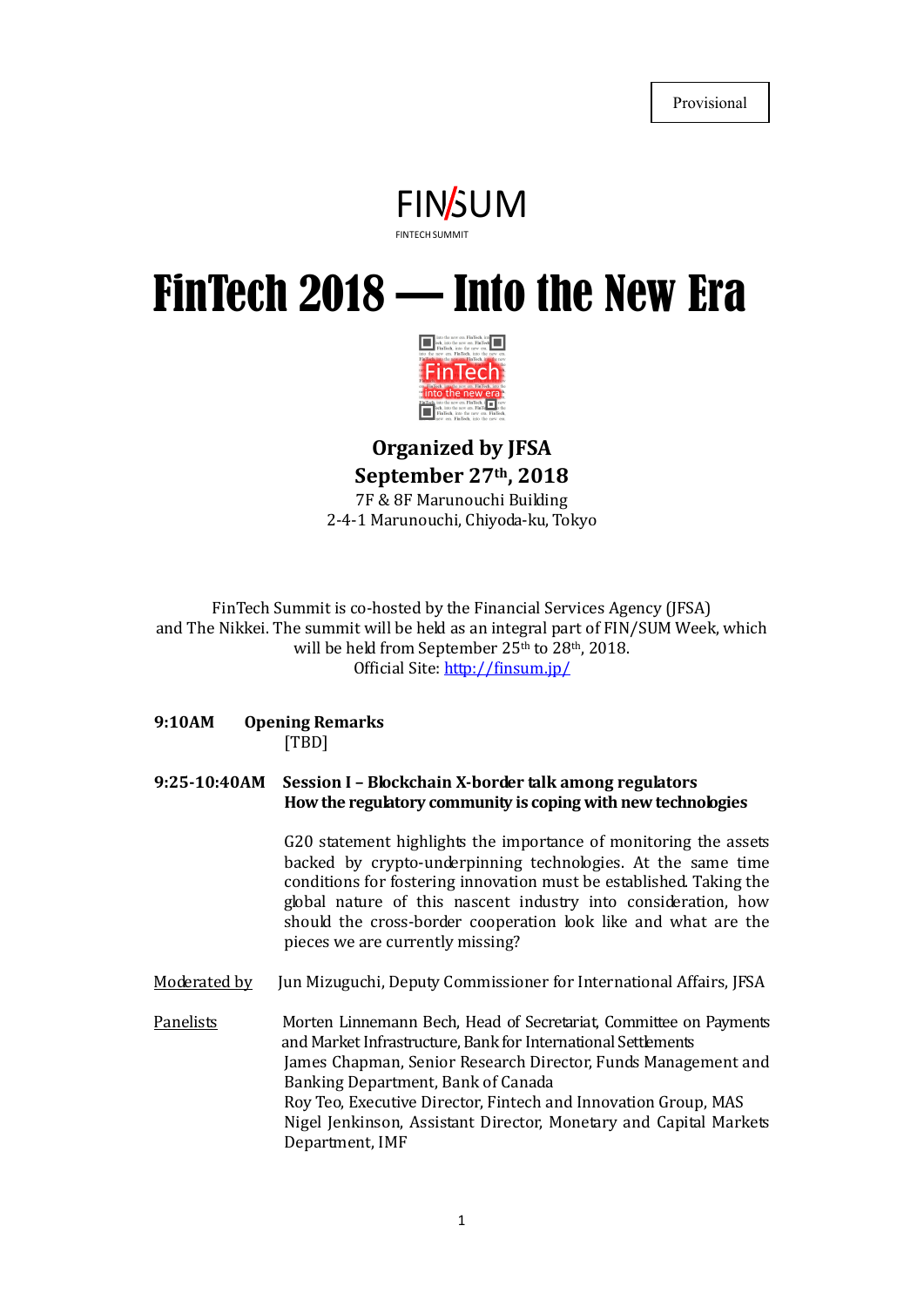Provisional

FIN/SUM

FINTECH SUMMIT

# FinTech 2018 — Into the New Era

**Organized by JFSA**

**September 27th, 2018**

7F & 8F Marunouchi Building

2-4-1 Marunouchi, Chiyoda-ku, Tokyo

FinTech Summit is co-hosted by the Financial Services Agency (JFSA) and The Nikkei. The summit will be held as an integral part of FIN/SUM Week, which will be held from September 25th to 28th, 2018.

Official Site: http://finsum.jp/

**9:10AM Opening Remarks**

[TBD]

**9:25-10:40AM Session I – Blockchain X-border talk among regulators**
**How the regulatory community is coping with new technologies**

G20 statement highlights the importance of monitoring the assets backed by crypto-underpinning technologies. At the same time conditions for fostering innovation must be established. Taking the global nature of this nascent industry into consideration, how should the cross-border cooperation look like and what are the pieces we are currently missing?

Moderated by: Jun Mizuguchi, Deputy Commissioner for International Affairs, JFSA

Panelists:

Morten Linnemann Bech, Head of Secretariat, Committee on Payments and Market Infrastructure, Bank for International Settlements

James Chapman, Senior Research Director, Funds Management and Banking Department, Bank of Canada

Roy Teo, Executive Director, Fintech and Innovation Group, MAS

Nigel Jenkinson, Assistant Director, Monetary and Capital Markets Department, IMF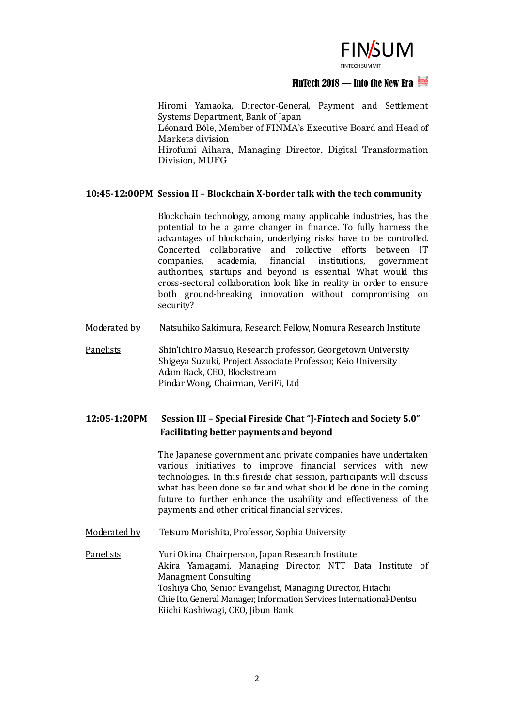Hiromi Yamaoka, Director-General, Payment and Settlement Systems Department, Bank of Japan
Léonard Bôle, Member of FINMA's Executive Board and Head of Markets division
Hirofumi Aihara, Managing Director, Digital Transformation Division, MUFG

**10:45-12:00PM Session II – Blockchain X-border talk with the tech community**

Blockchain technology, among many applicable industries, has the potential to be a game changer in finance. To fully harness the advantages of blockchain, underlying risks have to be controlled. Concerted, collaborative and collective efforts between IT companies, academia, financial institutions, government authorities, startups and beyond is essential. What would this cross-sectoral collaboration look like in reality in order to ensure both ground-breaking innovation without compromising on security?

Moderated by Natsuhiko Sakimura, Research Fellow, Nomura Research Institute

Panelists
Shin'ichiro Matsuo, Research professor, Georgetown University
Shigeya Suzuki, Project Associate Professor, Keio University
Adam Back, CEO, Blockstream
Pindar Wong, Chairman, VeriFi, Ltd

**12:05-1:20PM Session III – Special Fireside Chat "J-Fintech and Society 5.0" Facilitating better payments and beyond**

The Japanese government and private companies have undertaken various initiatives to improve financial services with new technologies. In this fireside chat session, participants will discuss what has been done so far and what should be done in the coming future to further enhance the usability and effectiveness of the payments and other critical financial services.

Moderated by Tetsuro Morishita, Professor, Sophia University

Panelists
Yuri Okina, Chairperson, Japan Research Institute
Akira Yamagami, Managing Director, NTT Data Institute of Managment Consulting
Toshiya Cho, Senior Evangelist, Managing Director, Hitachi
Chie Ito, General Manager, Information Services International-Dentsu
Eiichi Kashiwagi, CEO, Jibun Bank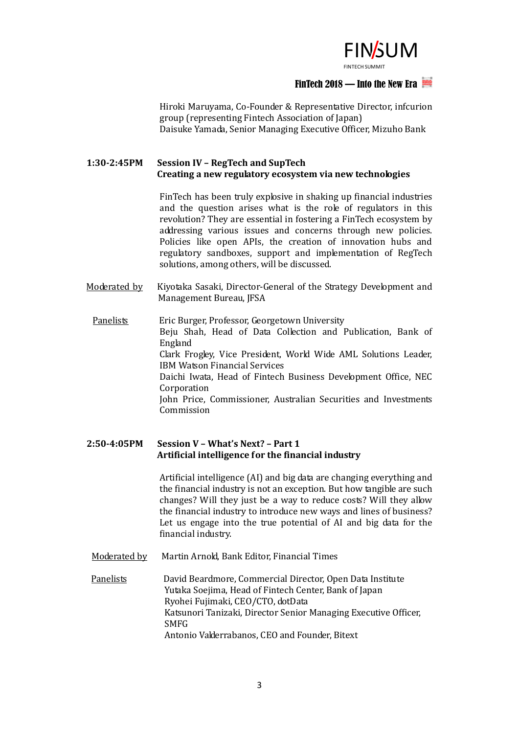Hiroki Maruyama, Co-Founder & Representative Director, infcurion group (representing Fintech Association of Japan)
Daisuke Yamada, Senior Managing Executive Officer, Mizuho Bank

**1:30-2:45PM** **Session IV – RegTech and SupTech**
**Creating a new regulatory ecosystem via new technologies**

FinTech has been truly explosive in shaking up financial industries and the question arises what is the role of regulators in this revolution? They are essential in fostering a FinTech ecosystem by addressing various issues and concerns through new policies. Policies like open APIs, the creation of innovation hubs and regulatory sandboxes, support and implementation of RegTech solutions, among others, will be discussed.

Moderated by: Kiyotaka Sasaki, Director-General of the Strategy Development and Management Bureau, JFSA

Panelists:
Eric Burger, Professor, Georgetown University
Beju Shah, Head of Data Collection and Publication, Bank of England
Clark Frogley, Vice President, World Wide AML Solutions Leader, IBM Watson Financial Services
Daichi Iwata, Head of Fintech Business Development Office, NEC Corporation
John Price, Commissioner, Australian Securities and Investments Commission

**2:50-4:05PM** **Session V – What's Next? – Part 1**
**Artificial intelligence for the financial industry**

Artificial intelligence (AI) and big data are changing everything and the financial industry is not an exception. But how tangible are such changes? Will they just be a way to reduce costs? Will they allow the financial industry to introduce new ways and lines of business? Let us engage into the true potential of AI and big data for the financial industry.

Moderated by: Martin Arnold, Bank Editor, Financial Times

Panelists:
David Beardmore, Commercial Director, Open Data Institute
Yutaka Soejima, Head of Fintech Center, Bank of Japan
Ryohei Fujimaki, CEO/CTO, dotData
Katsunori Tanizaki, Director Senior Managing Executive Officer, SMFG
Antonio Valderrabanos, CEO and Founder, Bitext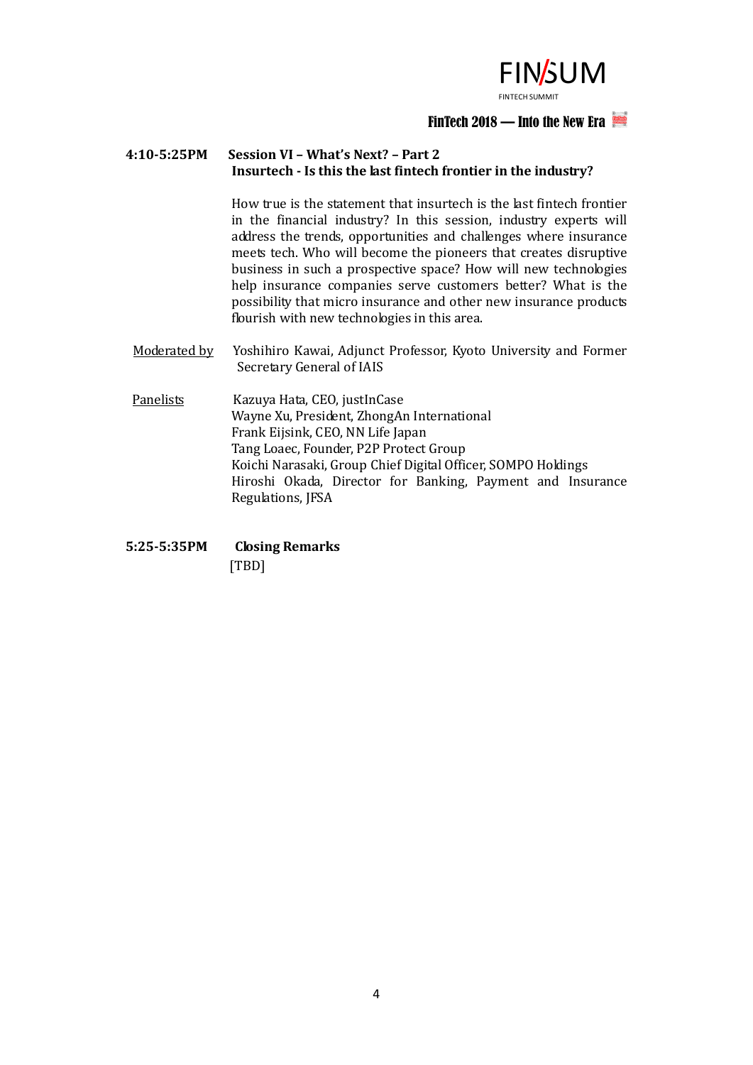**4:10-5:25PM** **Session VI – What's Next? – Part 2**
**Insurtech - Is this the last fintech frontier in the industry?**

How true is the statement that insurtech is the last fintech frontier in the financial industry? In this session, industry experts will address the trends, opportunities and challenges where insurance meets tech. Who will become the pioneers that creates disruptive business in such a prospective space? How will new technologies help insurance companies serve customers better? What is the possibility that micro insurance and other new insurance products flourish with new technologies in this area.

Moderated by: Yoshihiro Kawai, Adjunct Professor, Kyoto University and Former Secretary General of IAIS

Panelists:
Kazuya Hata, CEO, justInCase
Wayne Xu, President, ZhongAn International
Frank Eijsink, CEO, NN Life Japan
Tang Loaec, Founder, P2P Protect Group
Koichi Narasaki, Group Chief Digital Officer, SOMPO Holdings
Hiroshi Okada, Director for Banking, Payment and Insurance Regulations, JFSA

**5:25-5:35PM** **Closing Remarks**
[TBD]